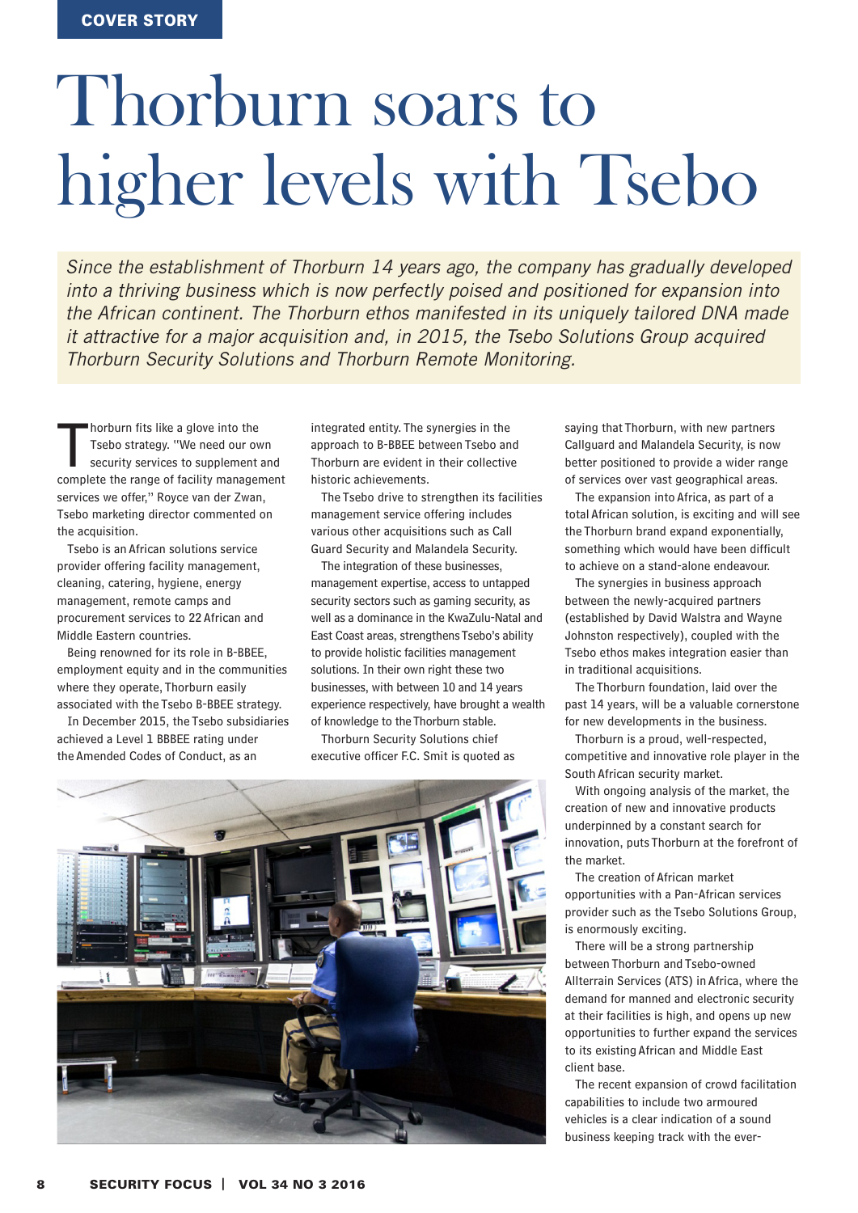COVER STORY

# Thorburn soars to higher levels with Tsebo

*Since the establishment of Thorburn 14 years ago, the company has gradually developed into a thriving business which is now perfectly poised and positioned for expansion into the African continent. The Thorburn ethos manifested in its uniquely tailored DNA made it attractive for a major acquisition and, in 2015, the Tsebo Solutions Group acquired Thorburn Security Solutions and Thorburn Remote Monitoring.*

Thorburn fits like a glove into the Tsebo strategy. "We need our own security services to supplement and complete the range of facility management services we offer," Royce van der Zwan, Tsebo marketing director commented on the acquisition.

Tsebo is an African solutions service provider offering facility management, cleaning, catering, hygiene, energy management, remote camps and procurement services to 22 African and Middle Eastern countries.

Being renowned for its role in B-BBEE, employment equity and in the communities where they operate, Thorburn easily associated with the Tsebo B-BBEE strategy.

In December 2015, the Tsebo subsidiaries achieved a Level 1 BBBEE rating under the Amended Codes of Conduct, as an integrated entity. The synergies in the approach to B-BBEE between Tsebo and Thorburn are evident in their collective historic achievements.

The Tsebo drive to strengthen its facilities management service offering includes various other acquisitions such as Call Guard Security and Malandela Security.

The integration of these businesses, management expertise, access to untapped security sectors such as gaming security, as well as a dominance in the KwaZulu-Natal and East Coast areas, strengthens Tsebo's ability to provide holistic facilities management solutions. In their own right these two businesses, with between 10 and 14 years experience respectively, have brought a wealth of knowledge to the Thorburn stable.

Thorburn Security Solutions chief executive officer F.C. Smit is quoted as saying that Thorburn, with new partners Callguard and Malandela Security, is now better positioned to provide a wider range of services over vast geographical areas.

The expansion into Africa, as part of a total African solution, is exciting and will see the Thorburn brand expand exponentially, something which would have been difficult to achieve on a stand-alone endeavour.

The synergies in business approach between the newly-acquired partners (established by David Walstra and Wayne Johnston respectively), coupled with the Tsebo ethos makes integration easier than in traditional acquisitions.

The Thorburn foundation, laid over the past 14 years, will be a valuable cornerstone for new developments in the business.

Thorburn is a proud, well-respected, competitive and innovative role player in the South African security market.

With ongoing analysis of the market, the creation of new and innovative products underpinned by a constant search for innovation, puts Thorburn at the forefront of the market.

The creation of African market opportunities with a Pan-African services provider such as the Tsebo Solutions Group, is enormously exciting.

There will be a strong partnership between Thorburn and Tsebo-owned Allterrain Services (ATS) in Africa, where the demand for manned and electronic security at their facilities is high, and opens up new opportunities to further expand the services to its existing African and Middle East client base.

The recent expansion of crowd facilitation capabilities to include two armoured vehicles is a clear indication of a sound business keeping track with the ever-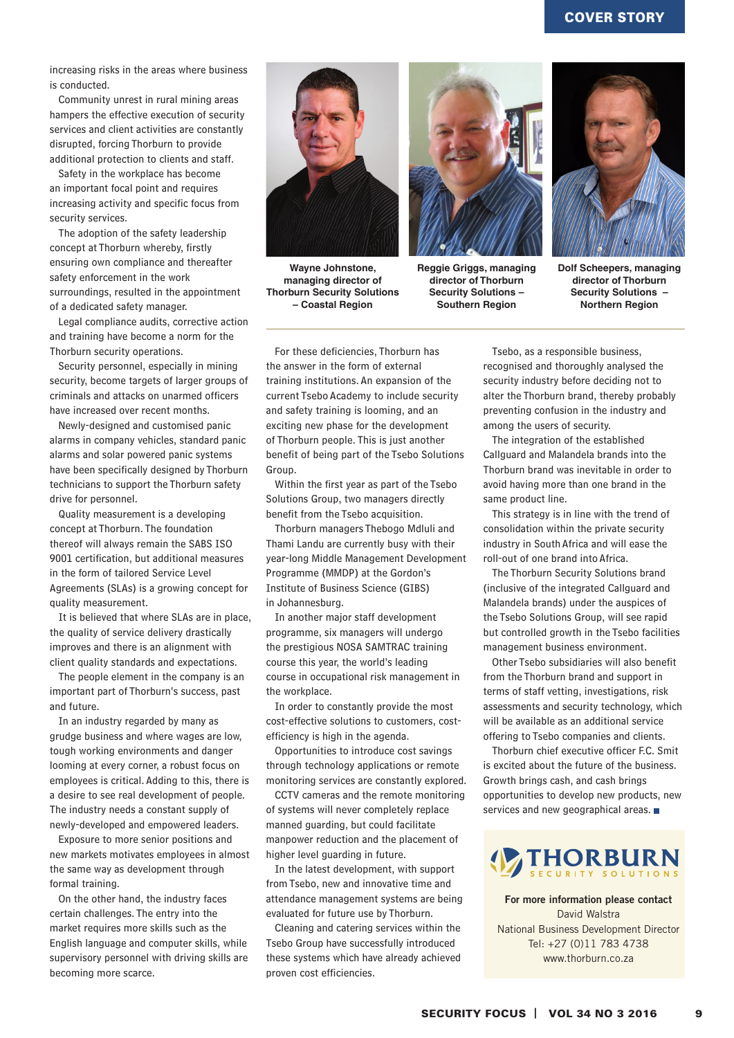increasing risks in the areas where business is conducted.

Community unrest in rural mining areas hampers the effective execution of security services and client activities are constantly disrupted, forcing Thorburn to provide additional protection to clients and staff.

Safety in the workplace has become an important focal point and requires increasing activity and specific focus from security services.

The adoption of the safety leadership concept at Thorburn whereby, firstly ensuring own compliance and thereafter safety enforcement in the work surroundings, resulted in the appointment of a dedicated safety manager.

Legal compliance audits, corrective action and training have become a norm for the Thorburn security operations.

Security personnel, especially in mining security, become targets of larger groups of criminals and attacks on unarmed officers have increased over recent months.

Newly-designed and customised panic alarms in company vehicles, standard panic alarms and solar powered panic systems have been specifically designed by Thorburn technicians to support the Thorburn safety drive for personnel.

Quality measurement is a developing concept at Thorburn. The foundation thereof will always remain the SABS ISO 9001 certification, but additional measures in the form of tailored Service Level Agreements (SLAs) is a growing concept for quality measurement.

It is believed that where SLAs are in place, the quality of service delivery drastically improves and there is an alignment with client quality standards and expectations.

The people element in the company is an important part of Thorburn's success, past and future.

In an industry regarded by many as grudge business and where wages are low, tough working environments and danger looming at every corner, a robust focus on employees is critical. Adding to this, there is a desire to see real development of people. The industry needs a constant supply of newly-developed and empowered leaders.

Exposure to more senior positions and new markets motivates employees in almost the same way as development through formal training.

On the other hand, the industry faces certain challenges. The entry into the market requires more skills such as the English language and computer skills, while supervisory personnel with driving skills are becoming more scarce.

**Wayne Johnstone, managing director of Thorburn Security Solutions – Coastal Region**

**Reggie Griggs, managing director of Thorburn Security Solutions – Southern Region**

**Dolf Scheepers, managing director of Thorburn Security Solutions – Northern Region**

For these deficiencies, Thorburn has the answer in the form of external training institutions. An expansion of the current Tsebo Academy to include security and safety training is looming, and an exciting new phase for the development of Thorburn people. This is just another benefit of being part of the Tsebo Solutions Group.

Within the first year as part of the Tsebo Solutions Group, two managers directly benefit from the Tsebo acquisition.

Thorburn managers Thebogo Mdluli and Thami Landu are currently busy with their year-long Middle Management Development Programme (MMDP) at the Gordon's Institute of Business Science (GIBS) in Johannesburg.

In another major staff development programme, six managers will undergo the prestigious NOSA SAMTRAC training course this year, the world's leading course in occupational risk management in the workplace.

In order to constantly provide the most cost-effective solutions to customers, cost-efficiency is high in the agenda.

Opportunities to introduce cost savings through technology applications or remote monitoring services are constantly explored.

CCTV cameras and the remote monitoring of systems will never completely replace manned guarding, but could facilitate manpower reduction and the placement of higher level guarding in future.

In the latest development, with support from Tsebo, new and innovative time and attendance management systems are being evaluated for future use by Thorburn.

Cleaning and catering services within the Tsebo Group have successfully introduced these systems which have already achieved proven cost efficiencies.

Tsebo, as a responsible business, recognised and thoroughly analysed the security industry before deciding not to alter the Thorburn brand, thereby probably preventing confusion in the industry and among the users of security.

The integration of the established Callguard and Malandela brands into the Thorburn brand was inevitable in order to avoid having more than one brand in the same product line.

This strategy is in line with the trend of consolidation within the private security industry in South Africa and will ease the roll-out of one brand into Africa.

The Thorburn Security Solutions brand (inclusive of the integrated Callguard and Malandela brands) under the auspices of the Tsebo Solutions Group, will see rapid but controlled growth in the Tsebo facilities management business environment.

Other Tsebo subsidiaries will also benefit from the Thorburn brand and support in terms of staff vetting, investigations, risk assessments and security technology, which will be available as an additional service offering to Tsebo companies and clients.

Thorburn chief executive officer F.C. Smit is excited about the future of the business. Growth brings cash, and cash brings opportunities to develop new products, new services and new geographical areas. ■

THORBURN
SECURITY SOLUTIONS

**For more information please contact**
David Walstra
National Business Development Director
Tel: +27 (0)11 783 4738
www.thorburn.co.za